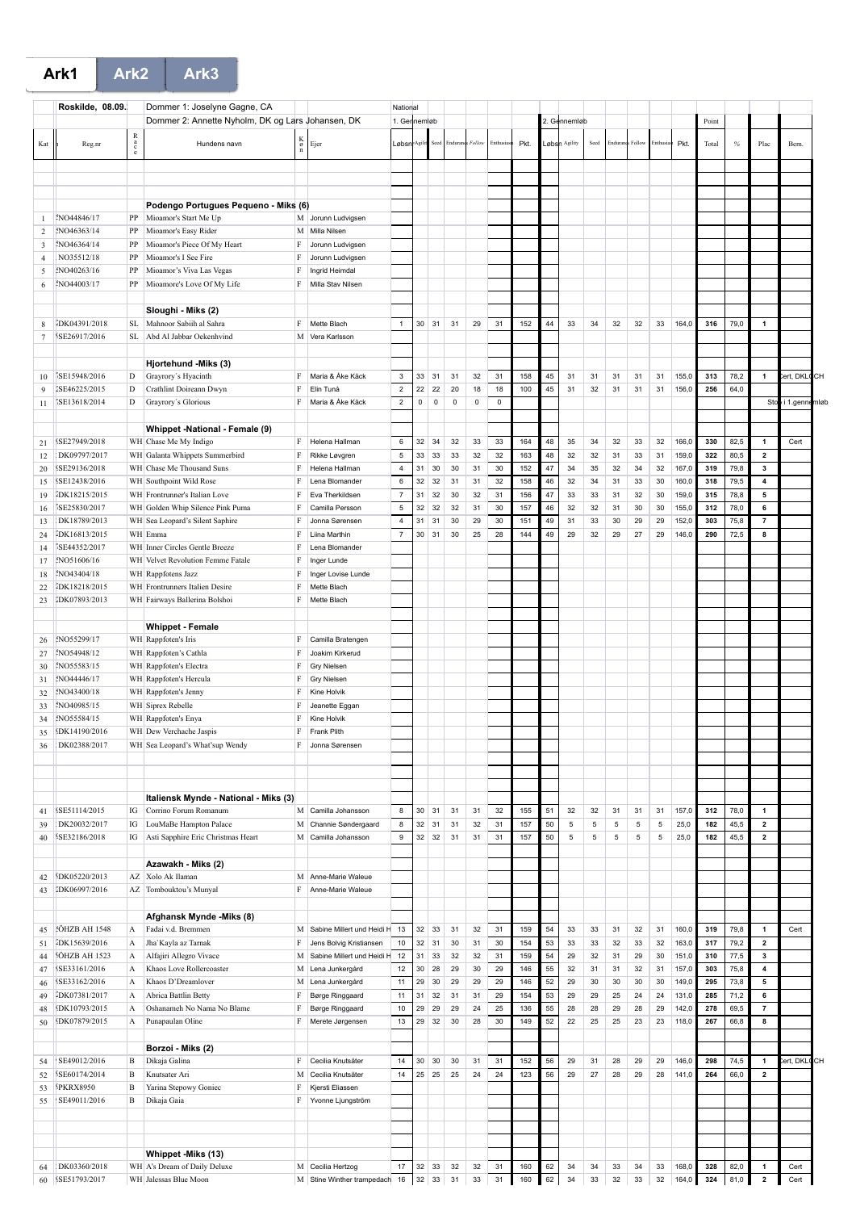Ark1 | Ark2 | Ark3

| Kat | Reg.nr | Race | Hundens navn | Køn | Ejer | Løbsnr | Agility | Speed | Endurance | Follow | Enthusiasm | Pkt. | Løbsnr | Agility | Speed | Endurance | Follow | Enthusiasm | Pkt. | Total | % | Plac | Bem. |
|---|---|---|---|---|---|---|---|---|---|---|---|---|---|---|---|---|---|---|---|---|---|---|---|
| Roskilde, 08.09. | | | Dommer 1: Joselyne Gagne, CA | | | National | | | | | | | | | | | | | | | | | |
| | | | Dommer 2: Annette Nyholm, DK og Lars Johansen, DK | | | 1. Gennemløb | | | | | | | 2. Gennemløb | | | | | | | Point | | | |
| | | | **Podengo Portugues Pequeno - Miks (6)** | | | | | | | | | | | | | | | | | | | | |
| 1 | NO44846/17 | PP | Mioamor's Start Me Up | M | Jorunn Ludvigsen | | | | | | | | | | | | | | | | | | |
| 2 | NO46363/14 | PP | Mioamor's Easy Rider | M | Milla Nilsen | | | | | | | | | | | | | | | | | | |
| 3 | NO46364/14 | PP | Mioamor's Piece Of My Heart | F | Jorunn Ludvigsen | | | | | | | | | | | | | | | | | | |
| 4 | NO35512/18 | PP | Mioamor's I See Fire | F | Jorunn Ludvigsen | | | | | | | | | | | | | | | | | | |
| 5 | NO40263/16 | PP | Mioamor's Viva Las Vegas | F | Ingrid Heimdal | | | | | | | | | | | | | | | | | | |
| 6 | NO44003/17 | PP | Mioamore's Love Of My Life | F | Milla Stav Nilsen | | | | | | | | | | | | | | | | | | |
| | | | **Sloughi - Miks (2)** | | | | | | | | | | | | | | | | | | | | |
| 8 | DK04391/2018 | SL | Mahnoor Sabiih al Sahra | F | Mette Blach | 1 | 30 | 31 | 31 | 29 | 31 | 152 | 44 | 33 | 34 | 32 | 32 | 33 | 164,0 | 316 | 79,0 | 1 | |
| 7 | SE26917/2016 | SL | Abd Al Jabbar Oekenhvind | M | Vera Karlsson | | | | | | | | | | | | | | | | | | |
| | | | **Hjortehund -Miks (3)** | | | | | | | | | | | | | | | | | | | | |
| 10 | SE15948/2016 | D | Grayrory´s Hyacinth | F | Maria & Åke Käck | 3 | 33 | 31 | 31 | 32 | 31 | 158 | 45 | 31 | 31 | 31 | 31 | 31 | 155,0 | 313 | 78,2 | 1 | Cert, DKLCH |
| 9 | SE46225/2015 | D | Crathlint Doireann Dwyn | F | Elin Tunå | 2 | 22 | 22 | 20 | 18 | 18 | 100 | 45 | 31 | 32 | 31 | 31 | 31 | 156,0 | 256 | 64,0 | | |
| 11 | SE13618/2014 | D | Grayrory´s Glorious | F | Maria & Åke Käck | 2 | 0 | 0 | 0 | 0 | 0 | | | | | | | | | | | | Stop i 1.gennemløb |
| | | | **Whippet -National - Female (9)** | | | | | | | | | | | | | | | | | | | | |
| 21 | SE27949/2018 | WH | Chase Me My Indigo | F | Helena Hallman | 6 | 32 | 34 | 32 | 33 | 33 | 164 | 48 | 35 | 34 | 32 | 33 | 32 | 166,0 | 330 | 82,5 | 1 | Cert |
| 12 | DK09797/2017 | WH | Galanta Whippets Summerbird | F | Rikke Løvgren | 5 | 33 | 33 | 33 | 32 | 32 | 163 | 48 | 32 | 32 | 31 | 33 | 31 | 159,0 | 322 | 80,5 | 2 | |
| 20 | SE29136/2018 | WH | Chase Me Thousand Suns | F | Helena Hallman | 4 | 31 | 30 | 30 | 31 | 30 | 152 | 47 | 34 | 35 | 32 | 34 | 32 | 167,0 | 319 | 79,8 | 3 | |
| 15 | SE12438/2016 | WH | Southpoint Wild Rose | F | Lena Blomander | 6 | 32 | 32 | 31 | 31 | 32 | 158 | 46 | 32 | 34 | 31 | 33 | 30 | 160,0 | 318 | 79,5 | 4 | |
| 19 | DK18215/2015 | WH | Frontrunner's Italian Love | F | Eva Therkildsen | 7 | 31 | 32 | 30 | 32 | 31 | 156 | 47 | 33 | 33 | 31 | 32 | 30 | 159,0 | 315 | 78,8 | 5 | |
| 16 | SE25830/2017 | WH | Golden Whip Silence Pink Puma | F | Camilla Persson | 5 | 32 | 32 | 32 | 31 | 30 | 157 | 46 | 32 | 32 | 31 | 30 | 30 | 155,0 | 312 | 78,0 | 6 | |
| 13 | DK18789/2013 | WH | Sea Leopard's Silent Saphire | F | Jonna Sørensen | 4 | 31 | 31 | 30 | 29 | 30 | 151 | 49 | 31 | 33 | 30 | 29 | 29 | 152,0 | 303 | 75,8 | 7 | |
| 24 | DK16813/2015 | WH | Emma | F | Liina Marthin | 7 | 30 | 31 | 30 | 25 | 28 | 144 | 49 | 29 | 32 | 29 | 27 | 29 | 146,0 | 290 | 72,5 | 8 | |
| 14 | SE44352/2017 | WH | Inner Circles Gentle Breeze | F | Lena Blomander | | | | | | | | | | | | | | | | | | |
| 17 | NO51606/16 | WH | Velvet Revolution Femme Fatale | F | Inger Lunde | | | | | | | | | | | | | | | | | | |
| 18 | NO43404/18 | WH | Rappfotens Jazz | F | Inger Lovise Lunde | | | | | | | | | | | | | | | | | | |
| 22 | DK18218/2015 | WH | Frontrunners Italien Desire | F | Mette Blach | | | | | | | | | | | | | | | | | | |
| 23 | DK07893/2013 | WH | Fairways Ballerina Bolshoi | F | Mette Blach | | | | | | | | | | | | | | | | | | |
| | | | **Whippet - Female** | | | | | | | | | | | | | | | | | | | | |
| 26 | NO55299/17 | WH | Rappfoten's Iris | F | Camilla Bratengen | | | | | | | | | | | | | | | | | | |
| 27 | NO54948/12 | WH | Rappfoten's Cathla | F | Joakim Kirkerud | | | | | | | | | | | | | | | | | | |
| 30 | NO55583/15 | WH | Rappfoten's Electra | F | Gry Nielsen | | | | | | | | | | | | | | | | | | |
| 31 | NO44446/17 | WH | Rappfoten's Hercula | F | Gry Nielsen | | | | | | | | | | | | | | | | | | |
| 32 | NO43400/18 | WH | Rappfoten's Jenny | F | Kine Holvik | | | | | | | | | | | | | | | | | | |
| 33 | NO40985/15 | WH | Siprex Rebelle | F | Jeanette Eggan | | | | | | | | | | | | | | | | | | |
| 34 | NO55584/15 | WH | Rappfoten's Enya | F | Kine Holvik | | | | | | | | | | | | | | | | | | |
| 35 | DK14190/2016 | WH | Dew Verchache Jaspis | F | Frank Plith | | | | | | | | | | | | | | | | | | |
| 36 | DK02388/2017 | WH | Sea Leopard's What'sup Wendy | F | Jonna Sørensen | | | | | | | | | | | | | | | | | | |
| | | | **Italiensk Mynde - National - Miks (3)** | | | | | | | | | | | | | | | | | | | | |
| 41 | SE51114/2015 | IG | Corrino Forum Romanum | M | Camilla Johansson | 8 | 30 | 31 | 31 | 31 | 32 | 155 | 51 | 32 | 32 | 31 | 31 | 31 | 157,0 | 312 | 78,0 | 1 | |
| 39 | DK20032/2017 | IG | LouMaBe Hampton Palace | M | Channie Søndergaard | 8 | 32 | 31 | 31 | 32 | 31 | 157 | 50 | 5 | 5 | 5 | 5 | 5 | 25,0 | 182 | 45,5 | 2 | |
| 40 | SE32186/2018 | IG | Asti Sapphire Eric Christmas Heart | M | Camilla Johansson | 9 | 32 | 32 | 31 | 31 | 31 | 157 | 50 | 5 | 5 | 5 | 5 | 5 | 25,0 | 182 | 45,5 | 2 | |
| | | | **Azawakh - Miks (2)** | | | | | | | | | | | | | | | | | | | | |
| 42 | DK05220/2013 | AZ | Xolo Ak Ilaman | M | Anne-Marie Waleue | | | | | | | | | | | | | | | | | | |
| 43 | DK06997/2016 | AZ | Tombouktou's Munyal | F | Anne-Marie Waleue | | | | | | | | | | | | | | | | | | |
| | | | **Afghansk Mynde -Miks (8)** | | | | | | | | | | | | | | | | | | | | |
| 45 | ÖHZB AH 1548 | A | Fadai v.d. Bremmen | M | Sabine Millert und Heidi H | 13 | 32 | 33 | 31 | 32 | 31 | 159 | 54 | 33 | 33 | 31 | 32 | 31 | 160,0 | 319 | 79,8 | 1 | Cert |
| 51 | DK15639/2016 | A | Jha´Kayla az Tarnak | F | Jens Bolvig Kristiansen | 10 | 32 | 31 | 30 | 31 | 30 | 154 | 53 | 33 | 33 | 32 | 33 | 32 | 163,0 | 317 | 79,2 | 2 | |
| 44 | ÖHZB AH 1523 | A | Alfajiri Allegro Vivace | M | Sabine Millert und Heidi H | 12 | 31 | 33 | 32 | 32 | 31 | 159 | 54 | 29 | 32 | 31 | 29 | 30 | 151,0 | 310 | 77,5 | 3 | |
| 47 | SE33161/2016 | A | Khaos Love Rollercoaster | M | Lena Junkergård | 12 | 30 | 28 | 29 | 30 | 29 | 146 | 55 | 32 | 31 | 31 | 32 | 31 | 157,0 | 303 | 75,8 | 4 | |
| 46 | SE33162/2016 | A | Khaos D'Dreamlover | M | Lena Junkergård | 11 | 29 | 30 | 29 | 29 | 29 | 146 | 52 | 29 | 30 | 30 | 30 | 30 | 149,0 | 295 | 73,8 | 5 | |
| 49 | DK07381/2017 | A | Abrica Battlin Betty | F | Børge Ringgaard | 11 | 31 | 32 | 31 | 31 | 29 | 154 | 53 | 29 | 29 | 25 | 24 | 24 | 131,0 | 285 | 71,2 | 6 | |
| 48 | DK10793/2015 | A | Oshanameh No Nama No Blame | F | Børge Ringgaard | 10 | 29 | 29 | 29 | 24 | 25 | 136 | 55 | 28 | 28 | 29 | 28 | 29 | 142,0 | 278 | 69,5 | 7 | |
| 50 | DK07879/2015 | A | Punapaulan Oline | F | Merete Jørgensen | 13 | 29 | 32 | 30 | 28 | 30 | 149 | 52 | 22 | 25 | 25 | 23 | 23 | 118,0 | 267 | 66,8 | 8 | |
| | | | **Borzoi - Miks (2)** | | | | | | | | | | | | | | | | | | | | |
| 54 | SE49012/2016 | B | Dikaja Galina | F | Cecilia Knutsäter | 14 | 30 | 30 | 30 | 31 | 31 | 152 | 56 | 29 | 31 | 28 | 29 | 29 | 146,0 | 298 | 74,5 | 1 | Cert, DKLCH |
| 52 | SE60174/2014 | B | Knutsater Ari | M | Cecilia Knutsäter | 14 | 25 | 25 | 25 | 24 | 24 | 123 | 56 | 29 | 27 | 28 | 29 | 28 | 141,0 | 264 | 66,0 | 2 | |
| 53 | PKRX8950 | B | Yarina Stepowy Goniec | F | Kjersti Eliassen | | | | | | | | | | | | | | | | | | |
| 55 | SE49011/2016 | B | Dikaja Gaia | F | Yvonne Ljungström | | | | | | | | | | | | | | | | | | |
| | | | **Whippet -Miks (13)** | | | | | | | | | | | | | | | | | | | | |
| 64 | DK03360/2018 | WH | A's Dream of Daily Deluxe | M | Cecilia Hertzog | 17 | 32 | 33 | 32 | 32 | 31 | 160 | 62 | 34 | 34 | 33 | 34 | 33 | 168,0 | 328 | 82,0 | 1 | Cert |
| 60 | SE51793/2017 | WH | Jalessas Blue Moon | M | Stine Winther trampedach | 16 | 32 | 33 | 31 | 33 | 31 | 160 | 62 | 34 | 33 | 32 | 33 | 32 | 164,0 | 324 | 81,0 | 2 | Cert |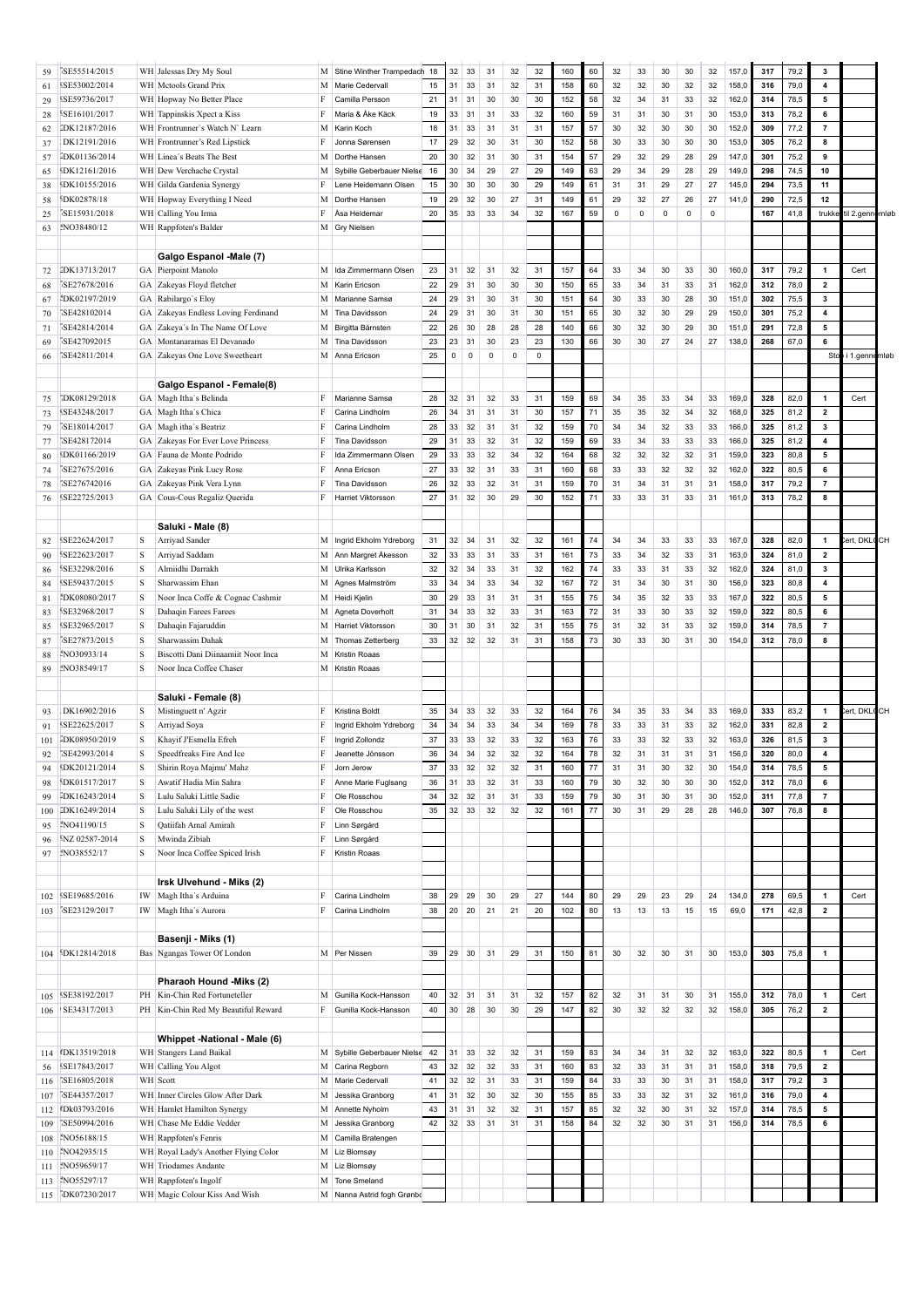| | | | | | | | | | | | | | | | | | | | | | | | |
|---|---|---|---|---|---|---|---|---|---|---|---|---|---|---|---|---|---|---|---|---|---|---|---|
| 59 | SE55514/2015 | WH | Jalessas Dry My Soul | M | Stine Winther Trampedach | 18 | 32 | 33 | 31 | 32 | 32 | 160 | 60 | 32 | 33 | 30 | 30 | 32 | 157,0 | 317 | 79,2 | 3 | |
| 61 | SE53002/2014 | WH | Mctools Grand Prix | M | Marie Cedervall | 15 | 31 | 33 | 31 | 32 | 31 | 158 | 60 | 32 | 32 | 30 | 32 | 32 | 158,0 | 316 | 79,0 | 4 | |
| 29 | SE59736/2017 | WH | Hopway No Better Place | F | Camilla Persson | 21 | 31 | 31 | 30 | 30 | 30 | 152 | 58 | 32 | 34 | 31 | 33 | 32 | 162,0 | 314 | 78,5 | 5 | |
| 28 | SE16101/2017 | WH | Tappinskis Xpect a Kiss | F | Maria & Åke Käck | 19 | 33 | 31 | 31 | 33 | 32 | 160 | 59 | 31 | 31 | 30 | 31 | 30 | 153,0 | 313 | 78,2 | 6 | |
| 62 | DK12187/2016 | WH | Frontrunner`s Watch N` Learn | M | Karin Koch | 18 | 31 | 33 | 31 | 31 | 31 | 157 | 57 | 30 | 32 | 30 | 30 | 30 | 152,0 | 309 | 77,2 | 7 | |
| 37 | DK12191/2016 | WH | Frontrunner's Red Lipstick | F | Jonna Sørensen | 17 | 29 | 32 | 30 | 31 | 30 | 152 | 58 | 30 | 33 | 30 | 30 | 30 | 153,0 | 305 | 76,2 | 8 | |
| 57 | DK01136/2014 | WH | Linea`s Beats The Best | M | Dorthe Hansen | 20 | 30 | 32 | 31 | 30 | 31 | 154 | 57 | 29 | 32 | 29 | 28 | 29 | 147,0 | 301 | 75,2 | 9 | |
| 65 | DK12161/2016 | WH | Dew Verchache Crystal | M | Sybille Geberbauer Nielsen | 16 | 30 | 34 | 29 | 27 | 29 | 149 | 63 | 29 | 34 | 29 | 28 | 29 | 149,0 | 298 | 74,5 | 10 | |
| 38 | DK10155/2016 | WH | Gilda Gardenia Synergy | F | Lene Heidemann Olsen | 15 | 30 | 30 | 30 | 30 | 29 | 149 | 61 | 31 | 31 | 29 | 27 | 27 | 145,0 | 294 | 73,5 | 11 | |
| 58 | DK02878/18 | WH | Hopway Everything I Need | M | Dorthe Hansen | 19 | 29 | 32 | 30 | 27 | 31 | 149 | 61 | 29 | 32 | 27 | 26 | 27 | 141,0 | 290 | 72,5 | 12 | |
| 25 | SE15931/2018 | WH | Calling You Irma | F | Åsa Heldemar | 20 | 35 | 33 | 33 | 34 | 32 | 167 | 59 | 0 | 0 | 0 | 0 | 0 | | 167 | 41,8 | trukket til 2.gennemløb | |
| 63 | NO38480/12 | WH | Rappfoten's Balder | M | Gry Nielsen | | | | | | | | | | | | | | | | | | |
| | | | **Galgo Espanol -Male (7)** | | | | | | | | | | | | | | | | | | | | |
| 72 | DK13713/2017 | GA | Pierpoint Manolo | M | Ida Zimmermann Olsen | 23 | 31 | 32 | 31 | 32 | 31 | 157 | 64 | 33 | 34 | 30 | 33 | 30 | 160,0 | 317 | 79,2 | 1 | Cert |
| 68 | SE27678/2016 | GA | Zakeyas Floyd fletcher | M | Karin Ericson | 22 | 29 | 31 | 30 | 30 | 30 | 150 | 65 | 33 | 34 | 31 | 33 | 31 | 162,0 | 312 | 78,0 | 2 | |
| 67 | DK02197/2019 | GA | Rabilargo`s Eloy | M | Marianne Samsø | 24 | 29 | 31 | 30 | 31 | 30 | 151 | 64 | 30 | 33 | 30 | 28 | 30 | 151,0 | 302 | 75,5 | 3 | |
| 70 | SE428102014 | GA | Zakeyas Endless Loving Ferdinand | M | Tina Davidsson | 24 | 29 | 31 | 30 | 31 | 30 | 151 | 65 | 30 | 32 | 30 | 29 | 29 | 150,0 | 301 | 75,2 | 4 | |
| 71 | SE42814/2014 | GA | Zakeya`s In The Name Of Love | M | Birgitta Bärnsten | 22 | 26 | 30 | 28 | 28 | 28 | 140 | 66 | 30 | 32 | 30 | 29 | 30 | 151,0 | 291 | 72,8 | 5 | |
| 69 | SE427092015 | GA | Montanaramas El Devanado | M | Tina Davidsson | 23 | 23 | 31 | 30 | 23 | 23 | 130 | 66 | 30 | 30 | 27 | 24 | 27 | 138,0 | 268 | 67,0 | 6 | |
| 66 | SE42811/2014 | GA | Zakeyas One Love Sweetheart | M | Anna Ericson | 25 | 0 | 0 | 0 | 0 | 0 | | | | | | | | | | | | Stop i 1.gennemløb |
| | | | **Galgo Espanol - Female(8)** | | | | | | | | | | | | | | | | | | | | |
| 75 | DK08129/2018 | GA | Magh Itha`s Belinda | F | Marianne Samsø | 28 | 32 | 31 | 32 | 33 | 31 | 159 | 69 | 34 | 35 | 33 | 34 | 33 | 169,0 | 328 | 82,0 | 1 | Cert |
| 73 | SE43248/2017 | GA | Magh Itha`s Chica | F | Carina Lindholm | 26 | 34 | 31 | 31 | 31 | 30 | 157 | 71 | 35 | 35 | 32 | 34 | 32 | 168,0 | 325 | 81,2 | 2 | |
| 79 | SE18014/2017 | GA | Magh itha`s Beatriz | F | Carina Lindholm | 28 | 33 | 32 | 31 | 31 | 32 | 159 | 70 | 34 | 34 | 32 | 33 | 33 | 166,0 | 325 | 81,2 | 3 | |
| 77 | SE428172014 | GA | Zakeyas For Ever Love Princess | F | Tina Davidsson | 29 | 31 | 33 | 32 | 31 | 32 | 159 | 69 | 33 | 34 | 33 | 33 | 33 | 166,0 | 325 | 81,2 | 4 | |
| 80 | DK01166/2019 | GA | Fauna de Monte Podrido | F | Ida Zimmermann Olsen | 29 | 33 | 33 | 32 | 34 | 32 | 164 | 68 | 32 | 32 | 32 | 32 | 31 | 159,0 | 323 | 80,8 | 5 | |
| 74 | SE27675/2016 | GA | Zakeyas Pink Lucy Rose | F | Anna Ericson | 27 | 33 | 32 | 31 | 33 | 31 | 160 | 68 | 33 | 33 | 32 | 32 | 32 | 162,0 | 322 | 80,5 | 6 | |
| 78 | SE276742016 | GA | Zakeyas Pink Vera Lynn | F | Tina Davidsson | 26 | 32 | 33 | 32 | 31 | 31 | 159 | 70 | 31 | 34 | 31 | 31 | 31 | 158,0 | 317 | 79,2 | 7 | |
| 76 | SE22725/2013 | GA | Cous-Cous Regaliz Querida | F | Harriet Viktorsson | 27 | 31 | 32 | 30 | 29 | 30 | 152 | 71 | 33 | 33 | 31 | 33 | 31 | 161,0 | 313 | 78,2 | 8 | |
| | | | **Saluki - Male (8)** | | | | | | | | | | | | | | | | | | | | |
| 82 | SE22624/2017 | S | Arriyad Sander | M | Ingrid Ekholm Ydreborg | 31 | 32 | 34 | 31 | 32 | 32 | 161 | 74 | 34 | 34 | 33 | 33 | 33 | 167,0 | 328 | 82,0 | 1 | Cert, DKLCH |
| 90 | SE22623/2017 | S | Arriyad Saddam | M | Ann Margret Åkesson | 32 | 33 | 33 | 31 | 33 | 31 | 161 | 73 | 33 | 34 | 32 | 33 | 31 | 163,0 | 324 | 81,0 | 2 | |
| 86 | SE32298/2016 | S | Almiidhi Darrakh | M | Ulrika Karlsson | 32 | 32 | 34 | 33 | 31 | 32 | 162 | 74 | 33 | 33 | 31 | 33 | 32 | 162,0 | 324 | 81,0 | 3 | |
| 84 | SE59437/2015 | S | Sharwassim Ehan | M | Agnes Malmström | 33 | 34 | 34 | 33 | 34 | 32 | 167 | 72 | 31 | 34 | 30 | 31 | 30 | 156,0 | 323 | 80,8 | 4 | |
| 81 | DK08080/2017 | S | Noor Inca Coffe & Cognac Cashmir | M | Heidi Kjelin | 30 | 29 | 33 | 31 | 31 | 31 | 155 | 75 | 34 | 35 | 33 | 32 | 33 | 167,0 | 322 | 80,5 | 5 | |
| 83 | SE32968/2017 | S | Dahaqin Farees Farees | M | Agneta Doverholt | 31 | 34 | 33 | 32 | 33 | 31 | 163 | 72 | 31 | 33 | 30 | 33 | 32 | 159,0 | 322 | 80,5 | 6 | |
| 85 | SE32965/2017 | S | Dahaqin Fajaruddin | M | Harriet Viktorsson | 30 | 31 | 30 | 31 | 32 | 31 | 155 | 75 | 31 | 32 | 31 | 33 | 32 | 159,0 | 314 | 78,5 | 7 | |
| 87 | SE27873/2015 | S | Sharwassim Dahak | M | Thomas Zetterberg | 33 | 32 | 32 | 32 | 31 | 31 | 158 | 73 | 30 | 33 | 30 | 31 | 30 | 154,0 | 312 | 78,0 | 8 | |
| 88 | NO30933/14 | S | Biscotti Dani Diinaamiit Noor Inca | M | Kristin Roaas | | | | | | | | | | | | | | | | | | |
| 89 | NO38549/17 | S | Noor Inca Coffee Chaser | M | Kristin Roaas | | | | | | | | | | | | | | | | | | |
| | | | **Saluki - Female (8)** | | | | | | | | | | | | | | | | | | | | |
| 93 | DK16902/2016 | S | Mistinguett n' Agzir | F | Kristina Boldt | 35 | 34 | 33 | 32 | 33 | 32 | 164 | 76 | 34 | 35 | 33 | 34 | 33 | 169,0 | 333 | 83,2 | 1 | Cert, DKLCH |
| 91 | SE22625/2017 | S | Arriyad Soya | F | Ingrid Ekholm Ydreborg | 34 | 34 | 34 | 33 | 34 | 34 | 169 | 78 | 33 | 33 | 31 | 33 | 32 | 162,0 | 331 | 82,8 | 2 | |
| 101 | DK08950/2019 | S | Khayif J'Esmella Efreh | F | Ingrid Zollondz | 37 | 33 | 33 | 32 | 33 | 32 | 163 | 76 | 33 | 33 | 32 | 33 | 32 | 163,0 | 326 | 81,5 | 3 | |
| 92 | SE42993/2014 | S | Speedfreaks Fire And Ice | F | Jeanette Jönsson | 36 | 34 | 34 | 32 | 32 | 32 | 164 | 78 | 32 | 31 | 31 | 31 | 31 | 156,0 | 320 | 80,0 | 4 | |
| 94 | DK20121/2014 | S | Shirin Roya Majmu' Mahz | F | Jorn Jerow | 37 | 33 | 32 | 32 | 32 | 31 | 160 | 77 | 31 | 31 | 30 | 32 | 30 | 154,0 | 314 | 78,5 | 5 | |
| 98 | DK01517/2017 | S | Awatif Hadia Min Sahra | F | Anne Marie Fuglsang | 36 | 31 | 33 | 32 | 31 | 33 | 160 | 79 | 30 | 32 | 30 | 30 | 30 | 152,0 | 312 | 78,0 | 6 | |
| 99 | DK16243/2014 | S | Lulu Saluki Little Sadie | F | Ole Rosschou | 34 | 32 | 32 | 31 | 31 | 33 | 159 | 79 | 30 | 31 | 30 | 31 | 30 | 152,0 | 311 | 77,8 | 7 | |
| 100 | DK16249/2014 | S | Lulu Saluki Lily of the west | F | Ole Rosschou | 35 | 32 | 33 | 32 | 32 | 32 | 161 | 77 | 30 | 31 | 29 | 28 | 28 | 146,0 | 307 | 76,8 | 8 | |
| 95 | NO41190/15 | S | Qatiifah Amal Amirah | F | Linn Sørgård | | | | | | | | | | | | | | | | | | |
| 96 | NZ 02587-2014 | S | Mwinda Zibiah | F | Linn Sørgård | | | | | | | | | | | | | | | | | | |
| 97 | NO38552/17 | S | Noor Inca Coffee Spiced Irish | F | Kristin Roaas | | | | | | | | | | | | | | | | | | |
| | | | **Irsk Ulvehund - Miks (2)** | | | | | | | | | | | | | | | | | | | | |
| 102 | SE19685/2016 | IW | Magh Itha`s Arduina | F | Carina Lindholm | 38 | 29 | 29 | 30 | 29 | 27 | 144 | 80 | 29 | 29 | 23 | 29 | 24 | 134,0 | 278 | 69,5 | 1 | Cert |
| 103 | SE23129/2017 | IW | Magh Itha`s Aurora | F | Carina Lindholm | 38 | 20 | 20 | 21 | 21 | 20 | 102 | 80 | 13 | 13 | 13 | 15 | 15 | 69,0 | 171 | 42,8 | 2 | |
| | | | **Basenji - Miks (1)** | | | | | | | | | | | | | | | | | | | | |
| 104 | DK12814/2018 | Bas | Ngangas Tower Of London | M | Per Nissen | 39 | 29 | 30 | 31 | 29 | 31 | 150 | 81 | 30 | 32 | 30 | 31 | 30 | 153,0 | 303 | 75,8 | 1 | |
| | | | **Pharaoh Hound -Miks (2)** | | | | | | | | | | | | | | | | | | | | |
| 105 | SE38192/2017 | PH | Kin-Chin Red Fortuneteller | M | Gunilla Kock-Hansson | 40 | 32 | 31 | 31 | 31 | 32 | 157 | 82 | 32 | 31 | 31 | 30 | 31 | 155,0 | 312 | 78,0 | 1 | Cert |
| 106 | SE34317/2013 | PH | Kin-Chin Red My Beautiful Reward | F | Gunilla Kock-Hansson | 40 | 30 | 28 | 30 | 30 | 29 | 147 | 82 | 30 | 32 | 32 | 32 | 32 | 158,0 | 305 | 76,2 | 2 | |
| | | | **Whippet -National - Male (6)** | | | | | | | | | | | | | | | | | | | | |
| 114 | DK13519/2018 | WH | Stangers Land Baikal | M | Sybille Geberbauer Nielsen | 42 | 31 | 33 | 32 | 32 | 31 | 159 | 83 | 34 | 34 | 31 | 32 | 32 | 163,0 | 322 | 80,5 | 1 | Cert |
| 56 | SE17843/2017 | WH | Calling You Algot | M | Carina Regborn | 43 | 32 | 32 | 32 | 33 | 31 | 160 | 83 | 32 | 33 | 31 | 31 | 31 | 158,0 | 318 | 79,5 | 2 | |
| 116 | SE16805/2018 | WH | Scott | M | Marie Cedervall | 41 | 32 | 32 | 31 | 33 | 31 | 159 | 84 | 33 | 33 | 30 | 31 | 31 | 158,0 | 317 | 79,2 | 3 | |
| 107 | SE44357/2017 | WH | Inner Circles Glow After Dark | M | Jessika Granborg | 41 | 31 | 32 | 30 | 32 | 30 | 155 | 85 | 33 | 33 | 32 | 31 | 32 | 161,0 | 316 | 79,0 | 4 | |
| 112 | Dk03793/2016 | WH | Hamlet Hamilton Synergy | M | Annette Nyholm | 43 | 31 | 31 | 32 | 32 | 31 | 157 | 85 | 32 | 32 | 30 | 31 | 32 | 157,0 | 314 | 78,5 | 5 | |
| 109 | SE50994/2016 | WH | Chase Me Eddie Vedder | M | Jessika Granborg | 42 | 32 | 33 | 31 | 31 | 31 | 158 | 84 | 32 | 32 | 30 | 31 | 31 | 156,0 | 314 | 78,5 | 6 | |
| 108 | NO56188/15 | WH | Rappfoten's Fenris | M | Camilla Bratengen | | | | | | | | | | | | | | | | | | |
| 110 | NO42935/15 | WH | Royal Lady's Another Flying Color | M | Liz Blomsøy | | | | | | | | | | | | | | | | | | |
| 111 | NO59659/17 | WH | Triodames Andante | M | Liz Blomsøy | | | | | | | | | | | | | | | | | | |
| 113 | NO55297/17 | WH | Rappfoten's Ingolf | M | Tone Smeland | | | | | | | | | | | | | | | | | | |
| 115 | DK07230/2017 | WH | Magic Colour Kiss And Wish | M | Nanna Astrid fogh Grønbech | | | | | | | | | | | | | | | | | | |